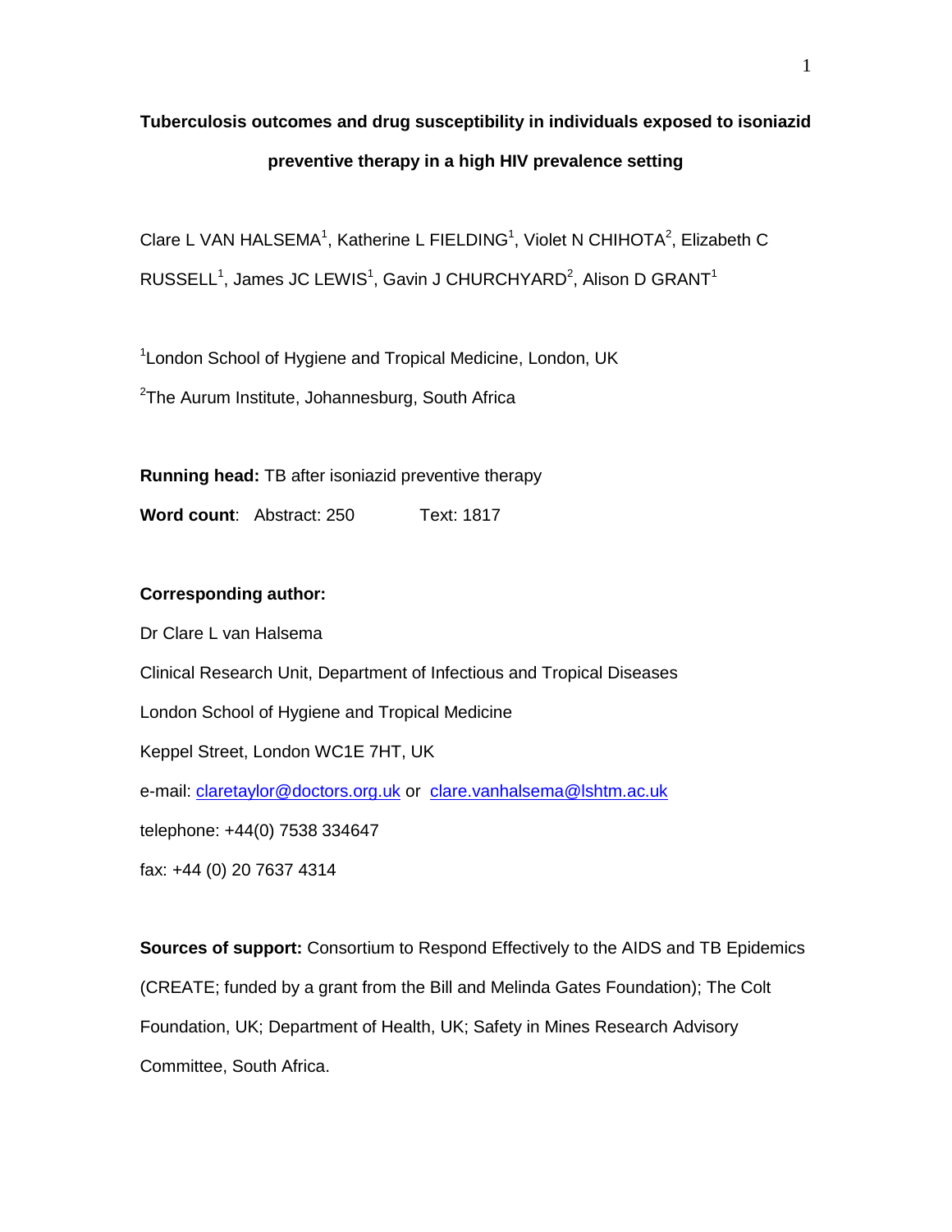# Tuberculosis outcomes and drug susceptibility in individuals exposed to isoniazid preventive therapy in a high HIV prevalence setting

Clare L VAN HALSEMA[1], Katherine L FIELDING[1], Violet N CHIHOTA[2], Elizabeth C RUSSELL[1], James JC LEWIS[1], Gavin J CHURCHYARD[2], Alison D GRANT[1]

[1]London School of Hygiene and Tropical Medicine, London, UK

[2]The Aurum Institute, Johannesburg, South Africa

**Running head:** TB after isoniazid preventive therapy

**Word count**: Abstract: 250 Text: 1817

**Corresponding author:**

Dr Clare L van Halsema

Clinical Research Unit, Department of Infectious and Tropical Diseases

London School of Hygiene and Tropical Medicine

Keppel Street, London WC1E 7HT, UK

e-mail: claretaylor@doctors.org.uk or clare.vanhalsema@lshtm.ac.uk

telephone: +44(0) 7538 334647

fax: +44 (0) 20 7637 4314

**Sources of support:** Consortium to Respond Effectively to the AIDS and TB Epidemics (CREATE; funded by a grant from the Bill and Melinda Gates Foundation); The Colt Foundation, UK; Department of Health, UK; Safety in Mines Research Advisory Committee, South Africa.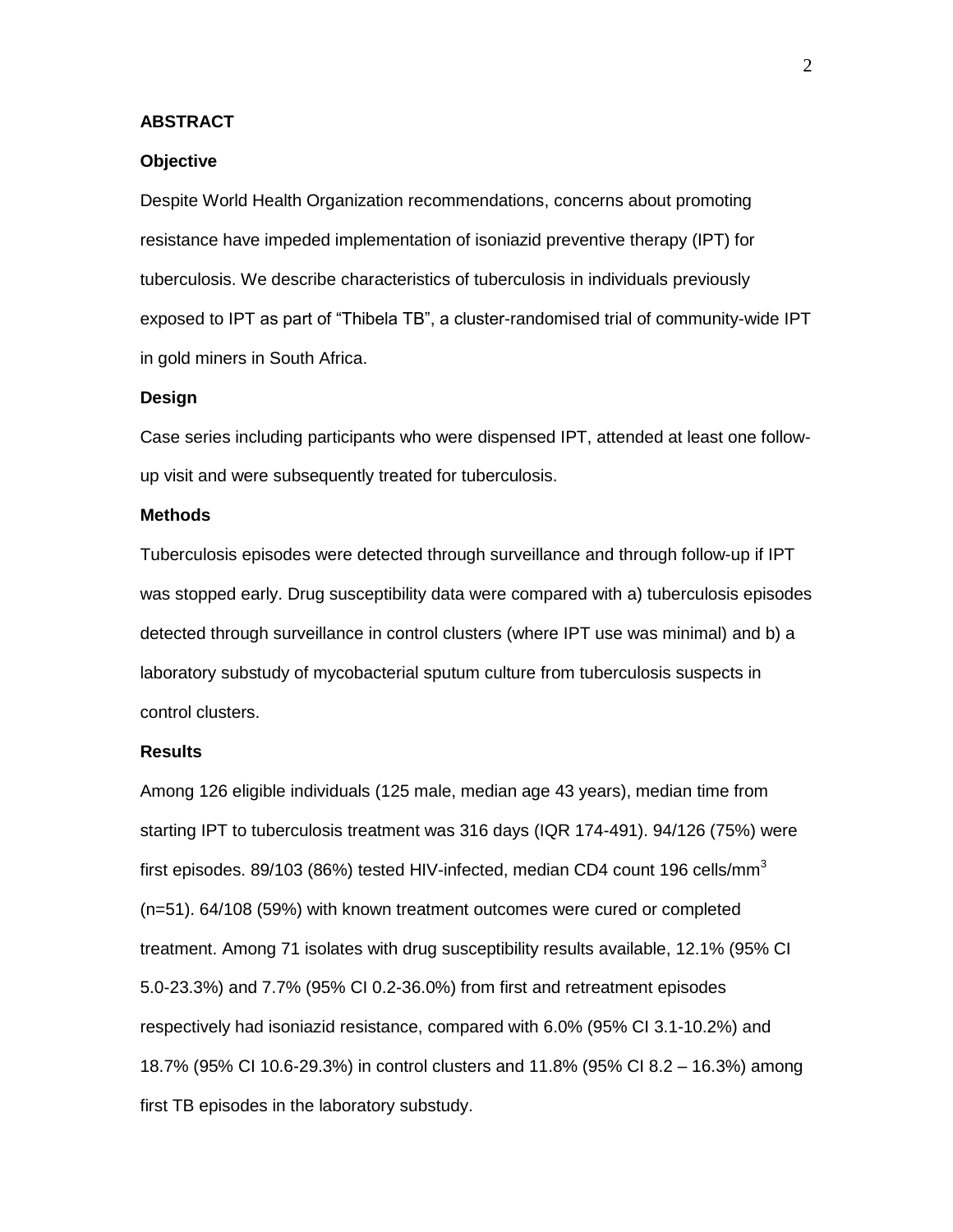## ABSTRACT

### Objective

Despite World Health Organization recommendations, concerns about promoting resistance have impeded implementation of isoniazid preventive therapy (IPT) for tuberculosis. We describe characteristics of tuberculosis in individuals previously exposed to IPT as part of "Thibela TB", a cluster-randomised trial of community-wide IPT in gold miners in South Africa.

### Design

Case series including participants who were dispensed IPT, attended at least one follow-up visit and were subsequently treated for tuberculosis.

### Methods

Tuberculosis episodes were detected through surveillance and through follow-up if IPT was stopped early. Drug susceptibility data were compared with a) tuberculosis episodes detected through surveillance in control clusters (where IPT use was minimal) and b) a laboratory substudy of mycobacterial sputum culture from tuberculosis suspects in control clusters.

### Results

Among 126 eligible individuals (125 male, median age 43 years), median time from starting IPT to tuberculosis treatment was 316 days (IQR 174-491). 94/126 (75%) were first episodes. 89/103 (86%) tested HIV-infected, median CD4 count 196 cells/mm$^3$ (n=51). 64/108 (59%) with known treatment outcomes were cured or completed treatment. Among 71 isolates with drug susceptibility results available, 12.1% (95% CI 5.0-23.3%) and 7.7% (95% CI 0.2-36.0%) from first and retreatment episodes respectively had isoniazid resistance, compared with 6.0% (95% CI 3.1-10.2%) and 18.7% (95% CI 10.6-29.3%) in control clusters and 11.8% (95% CI 8.2 – 16.3%) among first TB episodes in the laboratory substudy.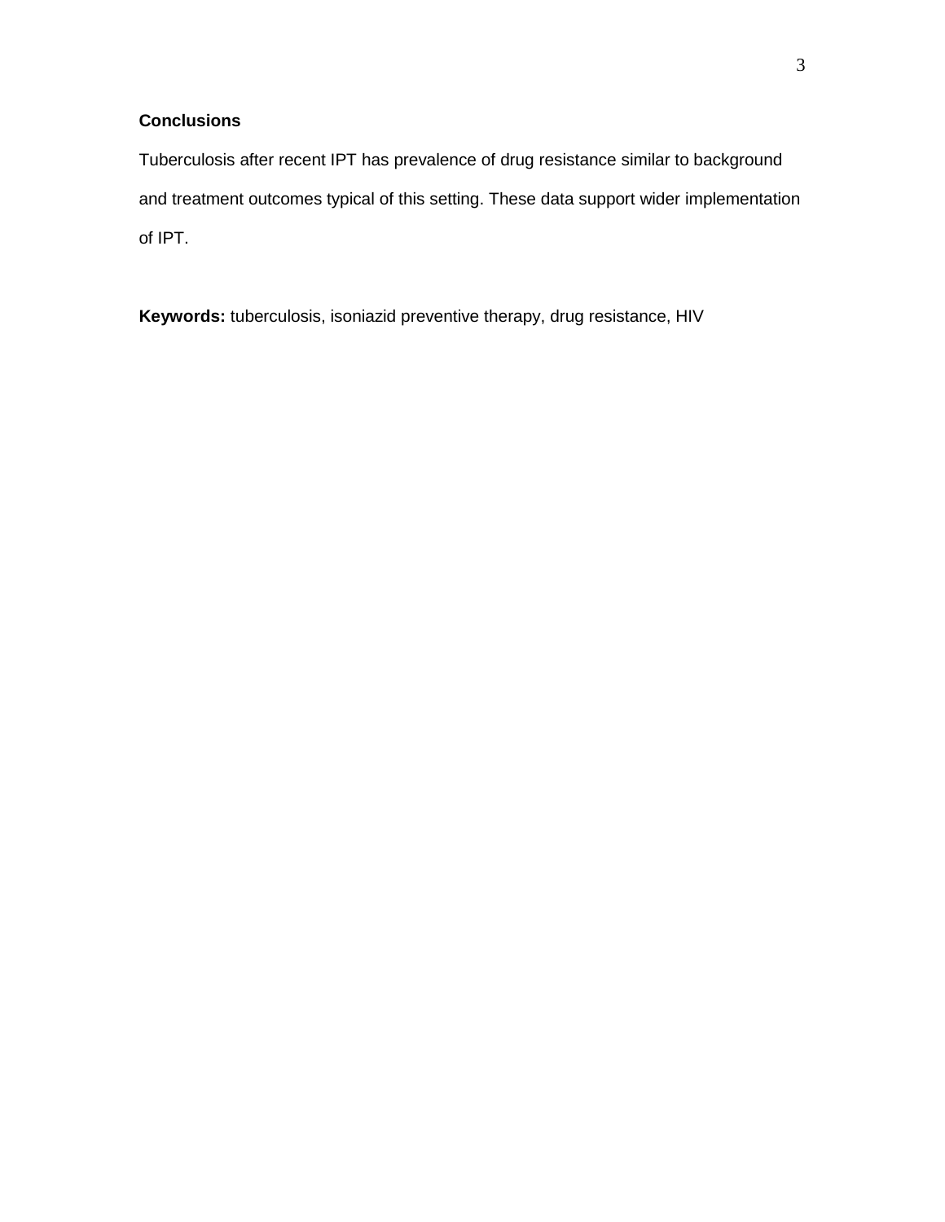**Conclusions**

Tuberculosis after recent IPT has prevalence of drug resistance similar to background and treatment outcomes typical of this setting. These data support wider implementation of IPT.

**Keywords:** tuberculosis, isoniazid preventive therapy, drug resistance, HIV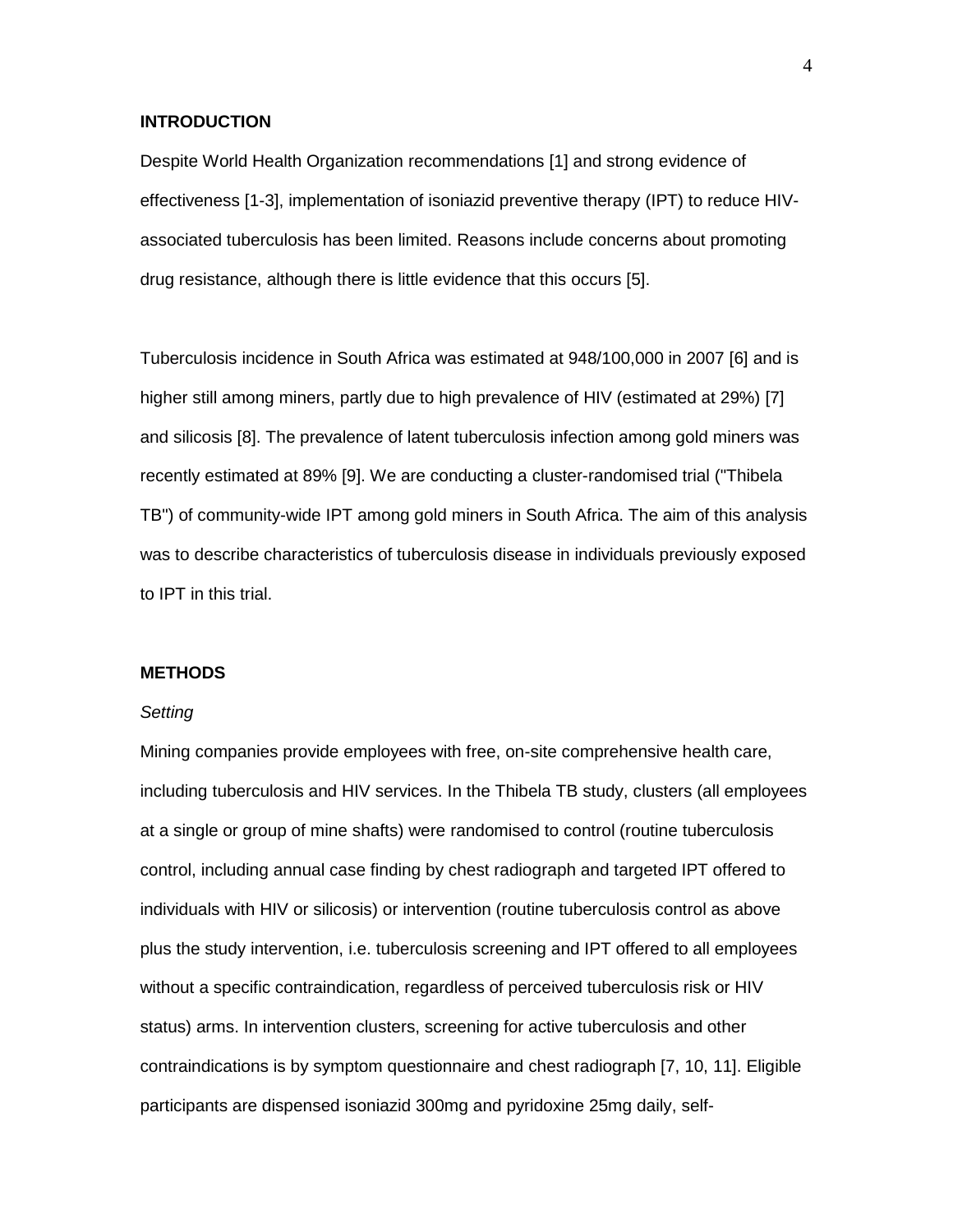## INTRODUCTION

Despite World Health Organization recommendations [1] and strong evidence of effectiveness [1-3], implementation of isoniazid preventive therapy (IPT) to reduce HIV-associated tuberculosis has been limited. Reasons include concerns about promoting drug resistance, although there is little evidence that this occurs [5].

Tuberculosis incidence in South Africa was estimated at 948/100,000 in 2007 [6] and is higher still among miners, partly due to high prevalence of HIV (estimated at 29%) [7] and silicosis [8]. The prevalence of latent tuberculosis infection among gold miners was recently estimated at 89% [9]. We are conducting a cluster-randomised trial ("Thibela TB") of community-wide IPT among gold miners in South Africa. The aim of this analysis was to describe characteristics of tuberculosis disease in individuals previously exposed to IPT in this trial.

## METHODS

*Setting*

Mining companies provide employees with free, on-site comprehensive health care, including tuberculosis and HIV services. In the Thibela TB study, clusters (all employees at a single or group of mine shafts) were randomised to control (routine tuberculosis control, including annual case finding by chest radiograph and targeted IPT offered to individuals with HIV or silicosis) or intervention (routine tuberculosis control as above plus the study intervention, i.e. tuberculosis screening and IPT offered to all employees without a specific contraindication, regardless of perceived tuberculosis risk or HIV status) arms. In intervention clusters, screening for active tuberculosis and other contraindications is by symptom questionnaire and chest radiograph [7, 10, 11]. Eligible participants are dispensed isoniazid 300mg and pyridoxine 25mg daily, self-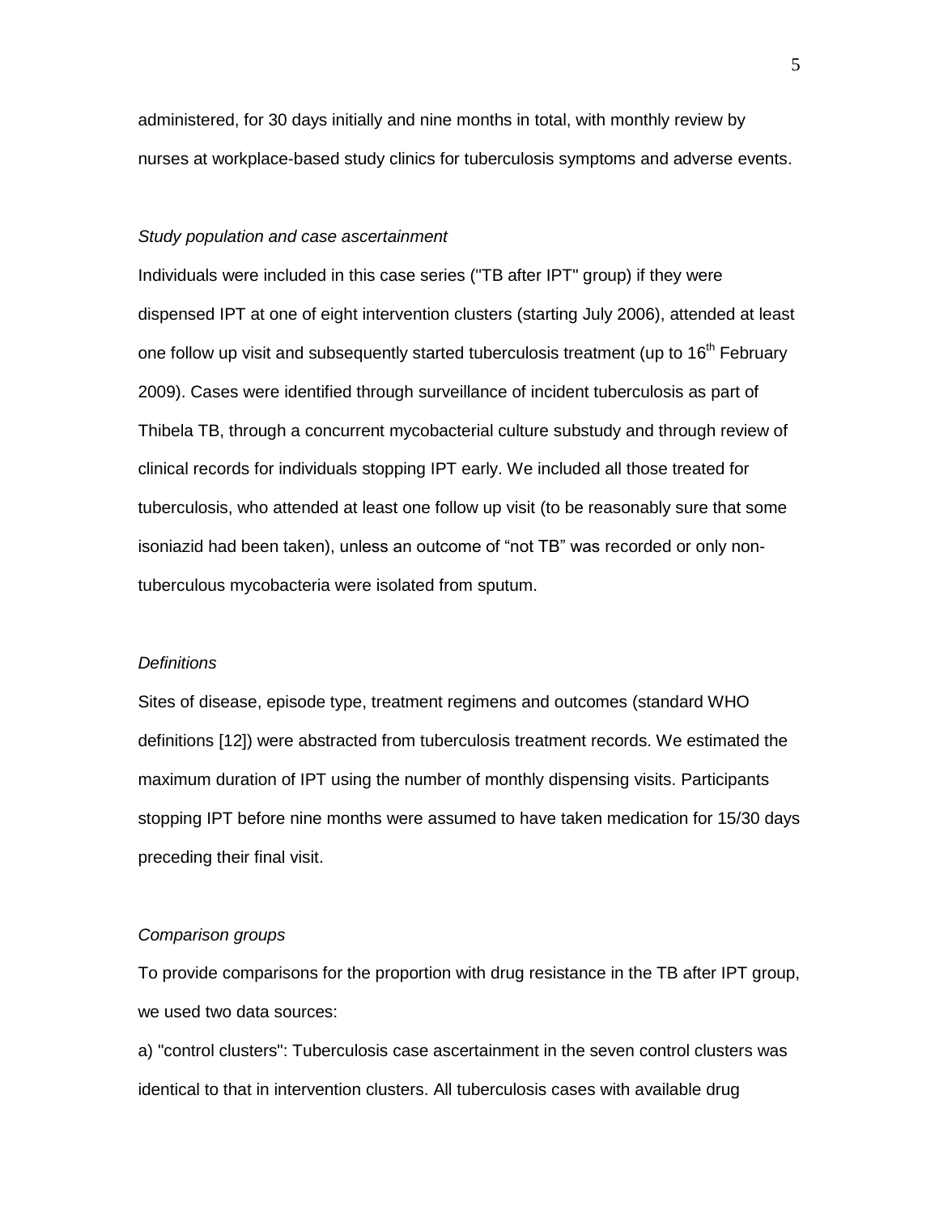administered, for 30 days initially and nine months in total, with monthly review by nurses at workplace-based study clinics for tuberculosis symptoms and adverse events.

*Study population and case ascertainment*

Individuals were included in this case series ("TB after IPT" group) if they were dispensed IPT at one of eight intervention clusters (starting July 2006), attended at least one follow up visit and subsequently started tuberculosis treatment (up to 16th February 2009). Cases were identified through surveillance of incident tuberculosis as part of Thibela TB, through a concurrent mycobacterial culture substudy and through review of clinical records for individuals stopping IPT early. We included all those treated for tuberculosis, who attended at least one follow up visit (to be reasonably sure that some isoniazid had been taken), unless an outcome of "not TB" was recorded or only non-tuberculous mycobacteria were isolated from sputum.

*Definitions*

Sites of disease, episode type, treatment regimens and outcomes (standard WHO definitions [12]) were abstracted from tuberculosis treatment records. We estimated the maximum duration of IPT using the number of monthly dispensing visits. Participants stopping IPT before nine months were assumed to have taken medication for 15/30 days preceding their final visit.

*Comparison groups*

To provide comparisons for the proportion with drug resistance in the TB after IPT group, we used two data sources:

a) "control clusters": Tuberculosis case ascertainment in the seven control clusters was identical to that in intervention clusters. All tuberculosis cases with available drug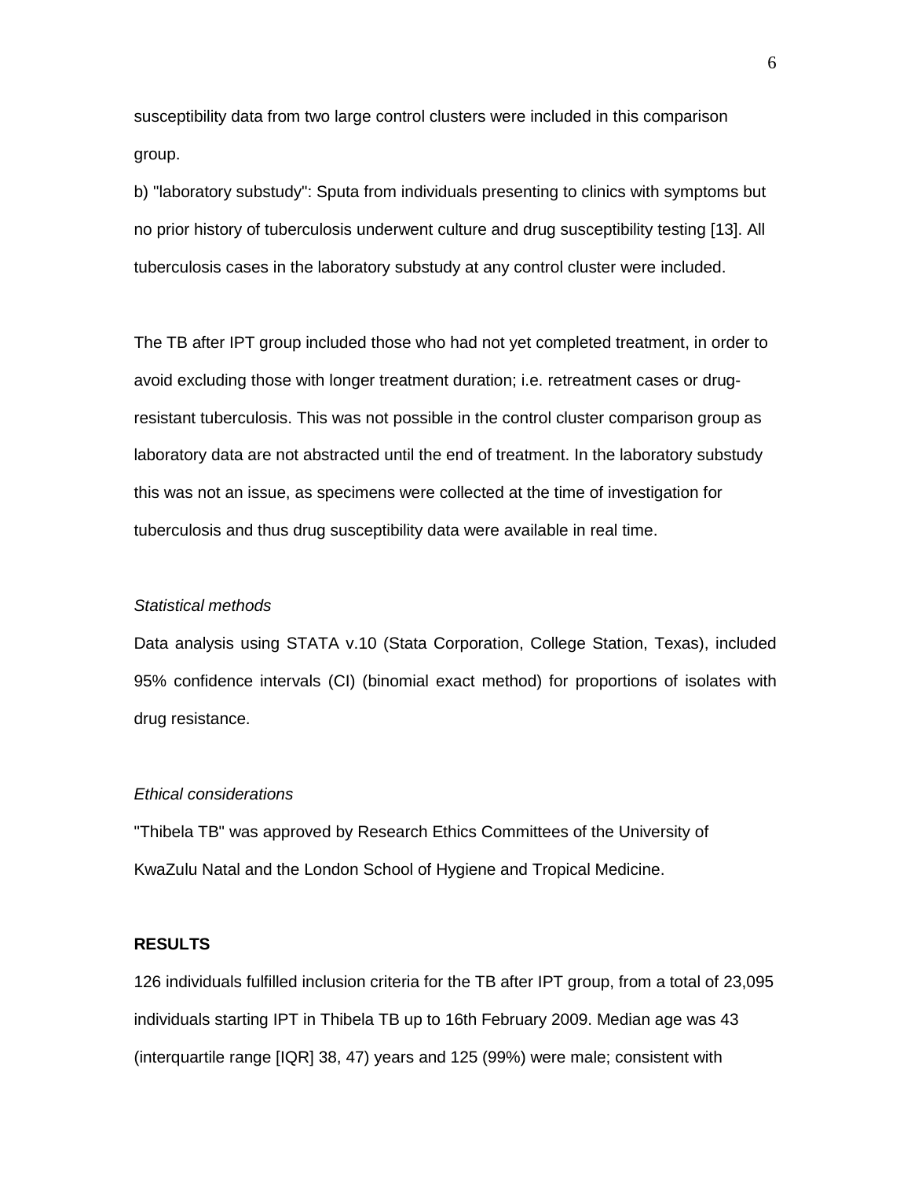susceptibility data from two large control clusters were included in this comparison group.

b) "laboratory substudy": Sputa from individuals presenting to clinics with symptoms but no prior history of tuberculosis underwent culture and drug susceptibility testing [13]. All tuberculosis cases in the laboratory substudy at any control cluster were included.

The TB after IPT group included those who had not yet completed treatment, in order to avoid excluding those with longer treatment duration; i.e. retreatment cases or drug-resistant tuberculosis. This was not possible in the control cluster comparison group as laboratory data are not abstracted until the end of treatment. In the laboratory substudy this was not an issue, as specimens were collected at the time of investigation for tuberculosis and thus drug susceptibility data were available in real time.

*Statistical methods*

Data analysis using STATA v.10 (Stata Corporation, College Station, Texas), included 95% confidence intervals (CI) (binomial exact method) for proportions of isolates with drug resistance.

*Ethical considerations*

"Thibela TB" was approved by Research Ethics Committees of the University of KwaZulu Natal and the London School of Hygiene and Tropical Medicine.

**RESULTS**

126 individuals fulfilled inclusion criteria for the TB after IPT group, from a total of 23,095 individuals starting IPT in Thibela TB up to 16th February 2009. Median age was 43 (interquartile range [IQR] 38, 47) years and 125 (99%) were male; consistent with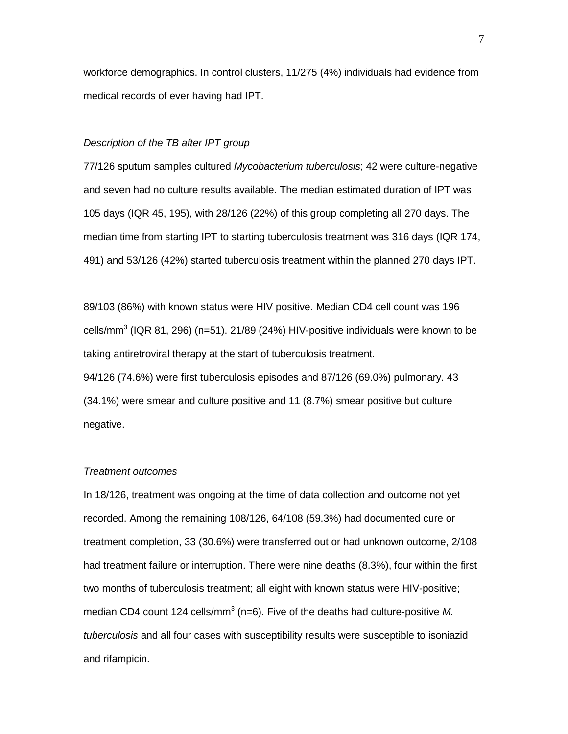workforce demographics. In control clusters, 11/275 (4%) individuals had evidence from medical records of ever having had IPT.

*Description of the TB after IPT group*

77/126 sputum samples cultured *Mycobacterium tuberculosis*; 42 were culture-negative and seven had no culture results available. The median estimated duration of IPT was 105 days (IQR 45, 195), with 28/126 (22%) of this group completing all 270 days. The median time from starting IPT to starting tuberculosis treatment was 316 days (IQR 174, 491) and 53/126 (42%) started tuberculosis treatment within the planned 270 days IPT.

89/103 (86%) with known status were HIV positive. Median CD4 cell count was 196 cells/mm$^3$ (IQR 81, 296) (n=51). 21/89 (24%) HIV-positive individuals were known to be taking antiretroviral therapy at the start of tuberculosis treatment.
94/126 (74.6%) were first tuberculosis episodes and 87/126 (69.0%) pulmonary. 43 (34.1%) were smear and culture positive and 11 (8.7%) smear positive but culture negative.

*Treatment outcomes*

In 18/126, treatment was ongoing at the time of data collection and outcome not yet recorded. Among the remaining 108/126, 64/108 (59.3%) had documented cure or treatment completion, 33 (30.6%) were transferred out or had unknown outcome, 2/108 had treatment failure or interruption. There were nine deaths (8.3%), four within the first two months of tuberculosis treatment; all eight with known status were HIV-positive; median CD4 count 124 cells/mm$^3$ (n=6). Five of the deaths had culture-positive *M. tuberculosis* and all four cases with susceptibility results were susceptible to isoniazid and rifampicin.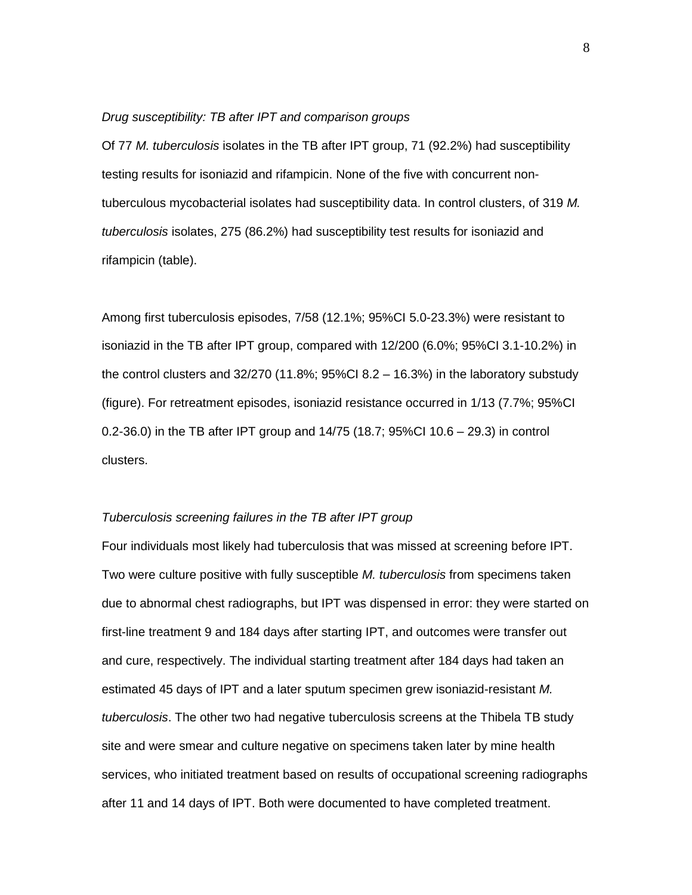*Drug susceptibility: TB after IPT and comparison groups*

Of 77 *M. tuberculosis* isolates in the TB after IPT group, 71 (92.2%) had susceptibility testing results for isoniazid and rifampicin. None of the five with concurrent non-tuberculous mycobacterial isolates had susceptibility data. In control clusters, of 319 *M. tuberculosis* isolates, 275 (86.2%) had susceptibility test results for isoniazid and rifampicin (table).

Among first tuberculosis episodes, 7/58 (12.1%; 95%CI 5.0-23.3%) were resistant to isoniazid in the TB after IPT group, compared with 12/200 (6.0%; 95%CI 3.1-10.2%) in the control clusters and 32/270 (11.8%; 95%CI 8.2 – 16.3%) in the laboratory substudy (figure). For retreatment episodes, isoniazid resistance occurred in 1/13 (7.7%; 95%CI 0.2-36.0) in the TB after IPT group and 14/75 (18.7; 95%CI 10.6 – 29.3) in control clusters.

*Tuberculosis screening failures in the TB after IPT group*

Four individuals most likely had tuberculosis that was missed at screening before IPT. Two were culture positive with fully susceptible *M. tuberculosis* from specimens taken due to abnormal chest radiographs, but IPT was dispensed in error: they were started on first-line treatment 9 and 184 days after starting IPT, and outcomes were transfer out and cure, respectively. The individual starting treatment after 184 days had taken an estimated 45 days of IPT and a later sputum specimen grew isoniazid-resistant *M. tuberculosis*. The other two had negative tuberculosis screens at the Thibela TB study site and were smear and culture negative on specimens taken later by mine health services, who initiated treatment based on results of occupational screening radiographs after 11 and 14 days of IPT. Both were documented to have completed treatment.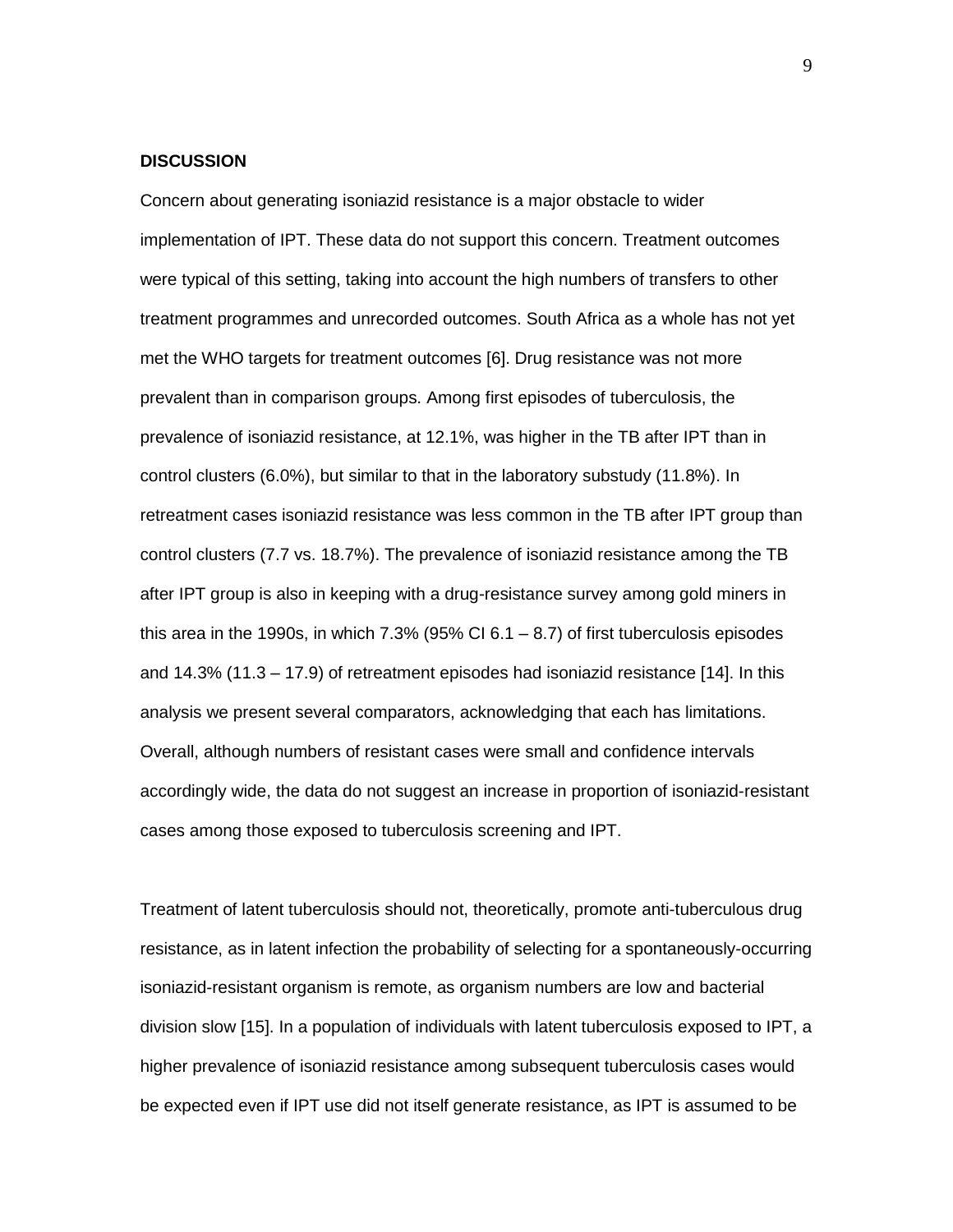## DISCUSSION

Concern about generating isoniazid resistance is a major obstacle to wider implementation of IPT. These data do not support this concern. Treatment outcomes were typical of this setting, taking into account the high numbers of transfers to other treatment programmes and unrecorded outcomes. South Africa as a whole has not yet met the WHO targets for treatment outcomes [6]. Drug resistance was not more prevalent than in comparison groups. Among first episodes of tuberculosis, the prevalence of isoniazid resistance, at 12.1%, was higher in the TB after IPT than in control clusters (6.0%), but similar to that in the laboratory substudy (11.8%). In retreatment cases isoniazid resistance was less common in the TB after IPT group than control clusters (7.7 vs. 18.7%). The prevalence of isoniazid resistance among the TB after IPT group is also in keeping with a drug-resistance survey among gold miners in this area in the 1990s, in which 7.3% (95% CI 6.1 – 8.7) of first tuberculosis episodes and 14.3% (11.3 – 17.9) of retreatment episodes had isoniazid resistance [14]. In this analysis we present several comparators, acknowledging that each has limitations. Overall, although numbers of resistant cases were small and confidence intervals accordingly wide, the data do not suggest an increase in proportion of isoniazid-resistant cases among those exposed to tuberculosis screening and IPT.

Treatment of latent tuberculosis should not, theoretically, promote anti-tuberculous drug resistance, as in latent infection the probability of selecting for a spontaneously-occurring isoniazid-resistant organism is remote, as organism numbers are low and bacterial division slow [15]. In a population of individuals with latent tuberculosis exposed to IPT, a higher prevalence of isoniazid resistance among subsequent tuberculosis cases would be expected even if IPT use did not itself generate resistance, as IPT is assumed to be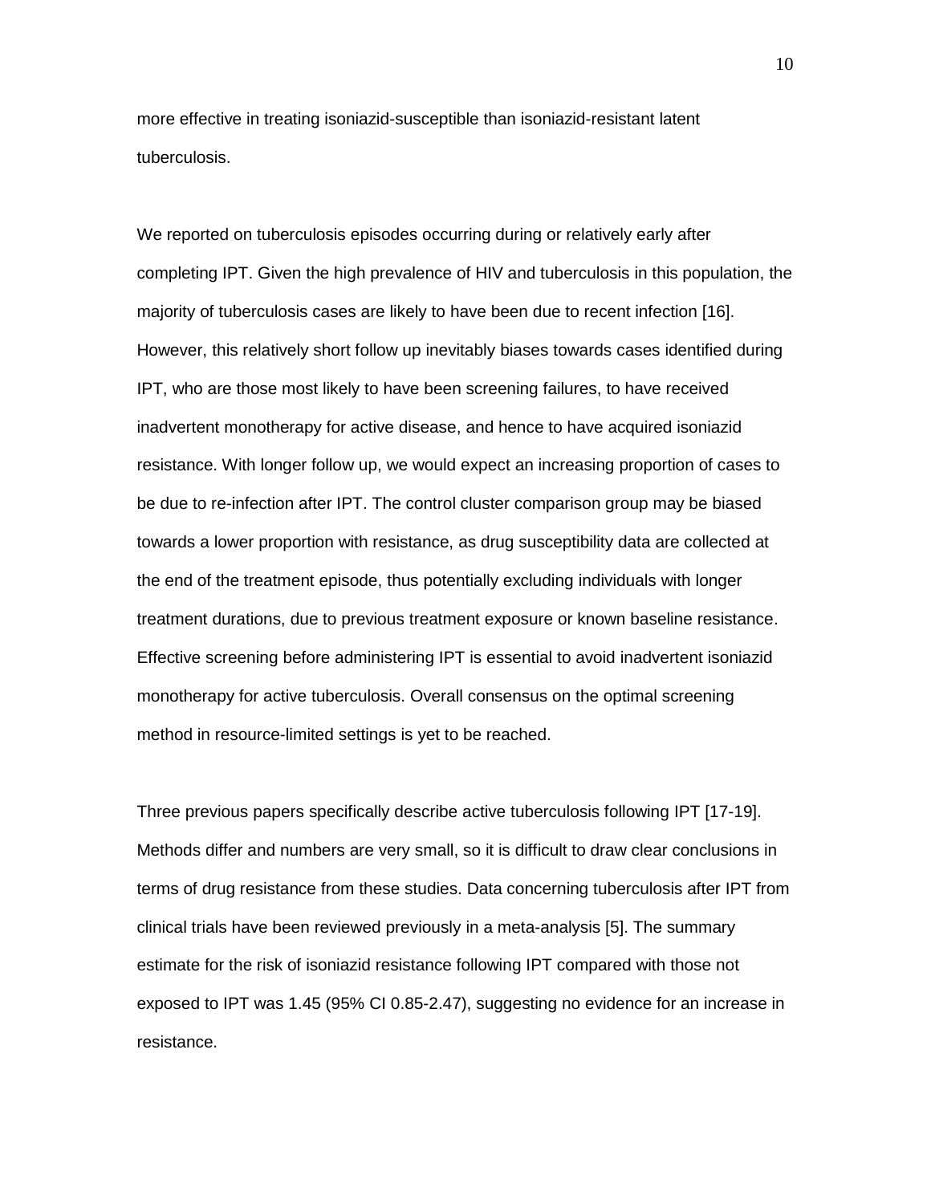more effective in treating isoniazid-susceptible than isoniazid-resistant latent tuberculosis.

We reported on tuberculosis episodes occurring during or relatively early after completing IPT. Given the high prevalence of HIV and tuberculosis in this population, the majority of tuberculosis cases are likely to have been due to recent infection [16]. However, this relatively short follow up inevitably biases towards cases identified during IPT, who are those most likely to have been screening failures, to have received inadvertent monotherapy for active disease, and hence to have acquired isoniazid resistance. With longer follow up, we would expect an increasing proportion of cases to be due to re-infection after IPT. The control cluster comparison group may be biased towards a lower proportion with resistance, as drug susceptibility data are collected at the end of the treatment episode, thus potentially excluding individuals with longer treatment durations, due to previous treatment exposure or known baseline resistance. Effective screening before administering IPT is essential to avoid inadvertent isoniazid monotherapy for active tuberculosis. Overall consensus on the optimal screening method in resource-limited settings is yet to be reached.

Three previous papers specifically describe active tuberculosis following IPT [17-19]. Methods differ and numbers are very small, so it is difficult to draw clear conclusions in terms of drug resistance from these studies. Data concerning tuberculosis after IPT from clinical trials have been reviewed previously in a meta-analysis [5]. The summary estimate for the risk of isoniazid resistance following IPT compared with those not exposed to IPT was 1.45 (95% CI 0.85-2.47), suggesting no evidence for an increase in resistance.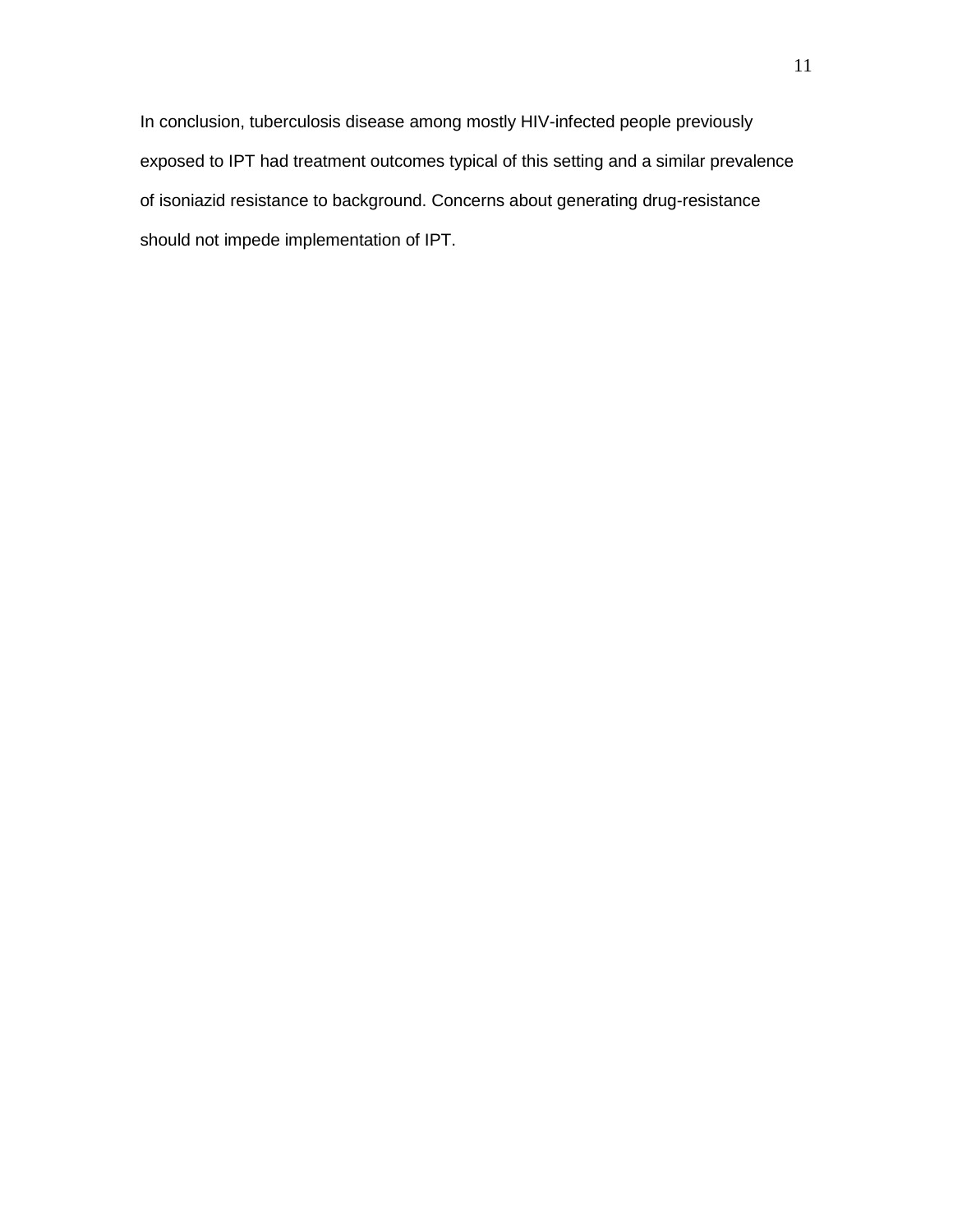In conclusion, tuberculosis disease among mostly HIV-infected people previously exposed to IPT had treatment outcomes typical of this setting and a similar prevalence of isoniazid resistance to background. Concerns about generating drug-resistance should not impede implementation of IPT.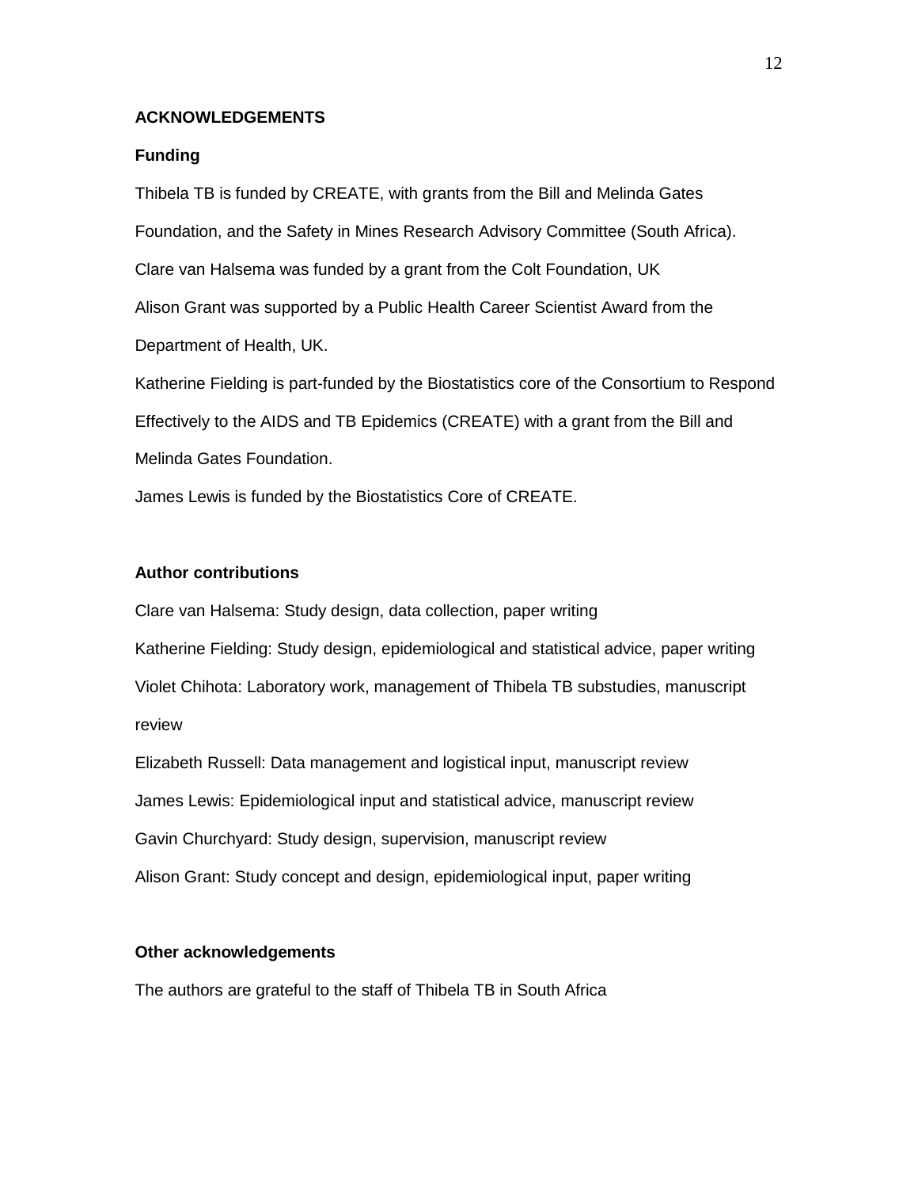## ACKNOWLEDGEMENTS

### Funding

Thibela TB is funded by CREATE, with grants from the Bill and Melinda Gates Foundation, and the Safety in Mines Research Advisory Committee (South Africa).

Clare van Halsema was funded by a grant from the Colt Foundation, UK

Alison Grant was supported by a Public Health Career Scientist Award from the Department of Health, UK.

Katherine Fielding is part-funded by the Biostatistics core of the Consortium to Respond Effectively to the AIDS and TB Epidemics (CREATE) with a grant from the Bill and Melinda Gates Foundation.

James Lewis is funded by the Biostatistics Core of CREATE.

### Author contributions

Clare van Halsema: Study design, data collection, paper writing

Katherine Fielding: Study design, epidemiological and statistical advice, paper writing

Violet Chihota: Laboratory work, management of Thibela TB substudies, manuscript review

Elizabeth Russell: Data management and logistical input, manuscript review

James Lewis: Epidemiological input and statistical advice, manuscript review

Gavin Churchyard: Study design, supervision, manuscript review

Alison Grant: Study concept and design, epidemiological input, paper writing

### Other acknowledgements

The authors are grateful to the staff of Thibela TB in South Africa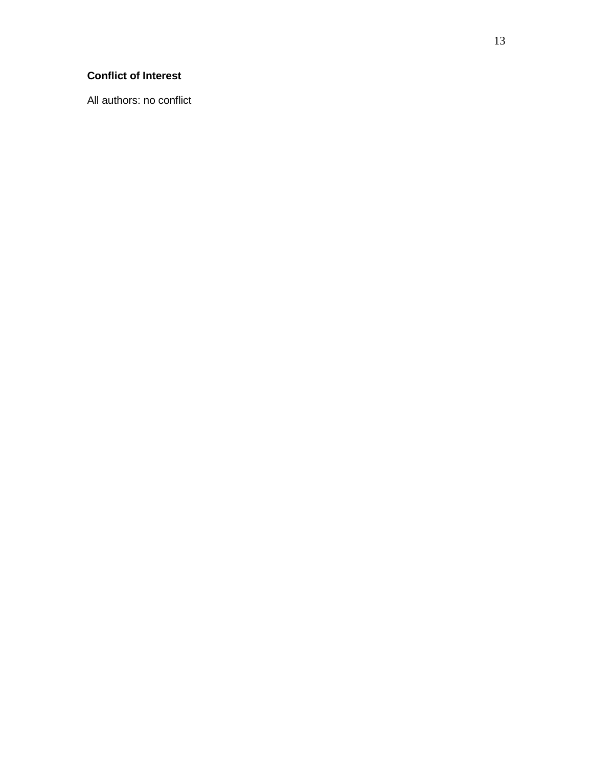**Conflict of Interest**

All authors: no conflict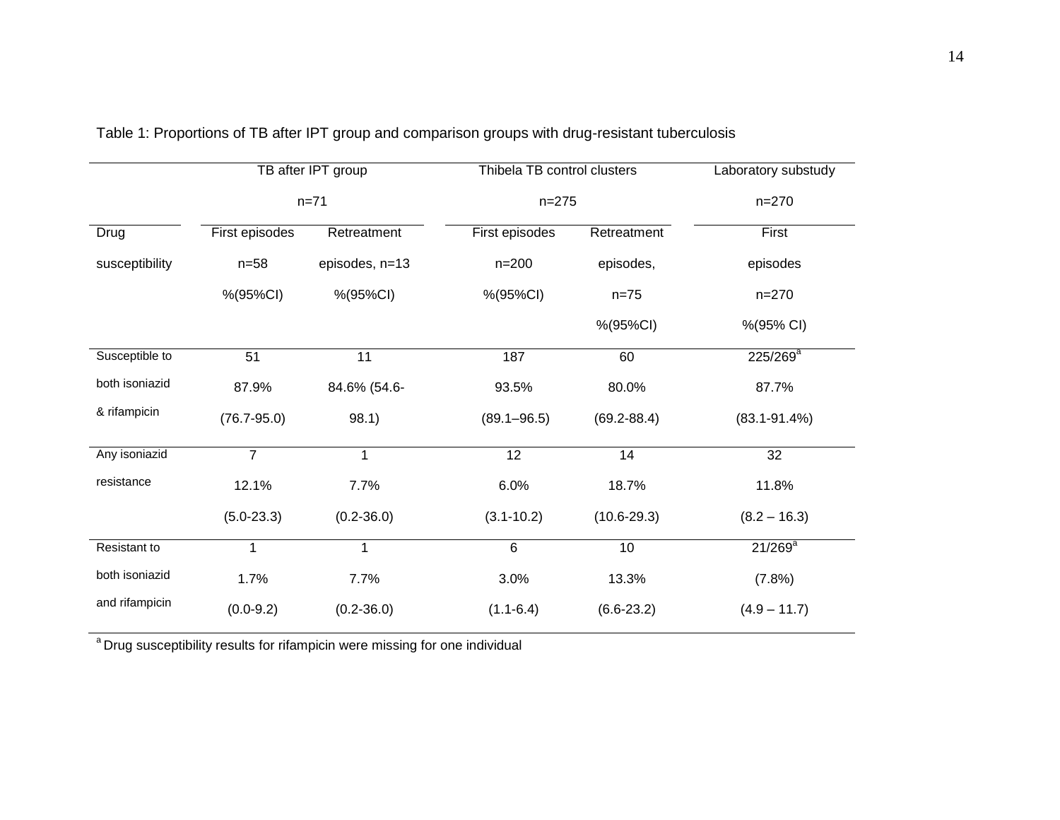Table 1: Proportions of TB after IPT group and comparison groups with drug-resistant tuberculosis

| | TB after IPT group n=71 | | Thibela TB control clusters n=275 | | Laboratory substudy n=270 |
|---|---|---|---|---|---|
| Drug susceptibility | First episodes n=58 %(95%CI) | Retreatment episodes, n=13 %(95%CI) | First episodes n=200 %(95%CI) | Retreatment episodes, n=75 %(95%CI) | First episodes n=270 %(95% CI) |
| Susceptible to both isoniazid & rifampicin | 51 87.9% (76.7-95.0) | 11 84.6% (54.6-98.1) | 187 93.5% (89.1–96.5) | 60 80.0% (69.2-88.4) | 225/269[a] 87.7% (83.1-91.4%) |
| Any isoniazid resistance | 7 12.1% (5.0-23.3) | 1 7.7% (0.2-36.0) | 12 6.0% (3.1-10.2) | 14 18.7% (10.6-29.3) | 32 11.8% (8.2 – 16.3) |
| Resistant to both isoniazid and rifampicin | 1 1.7% (0.0-9.2) | 1 7.7% (0.2-36.0) | 6 3.0% (1.1-6.4) | 10 13.3% (6.6-23.2) | 21/269[a] (7.8%) (4.9 – 11.7) |

[a] Drug susceptibility results for rifampicin were missing for one individual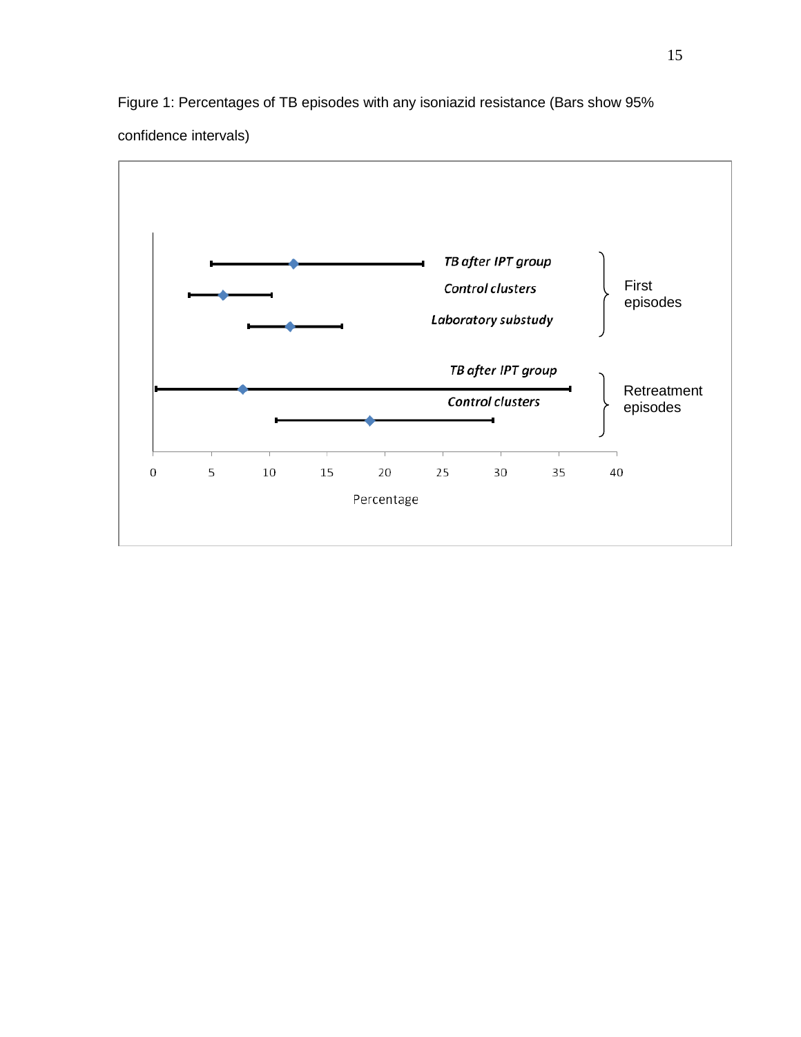Figure 1: Percentages of TB episodes with any isoniazid resistance (Bars show 95% confidence intervals)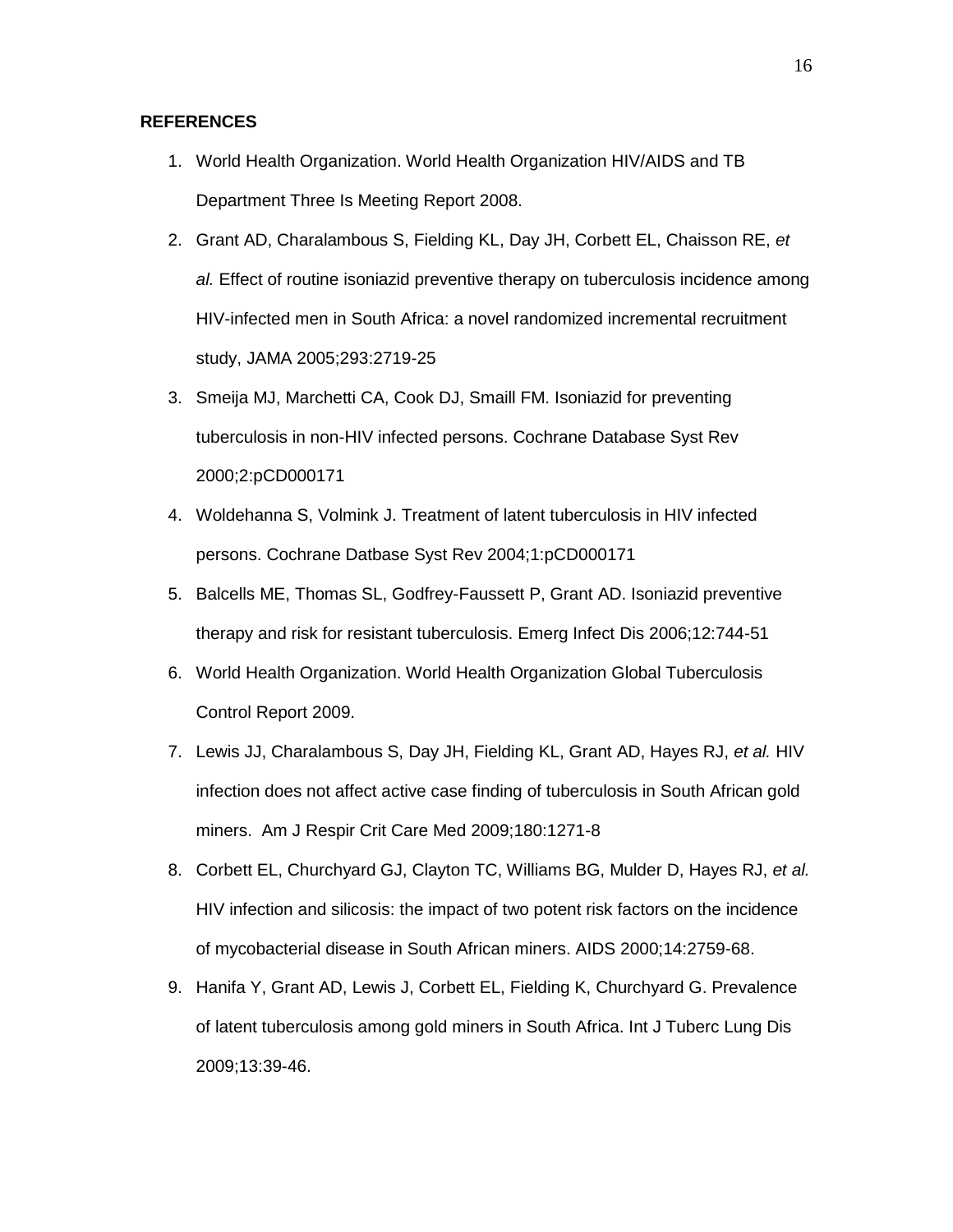**REFERENCES**

1. World Health Organization. World Health Organization HIV/AIDS and TB Department Three Is Meeting Report 2008.
2. Grant AD, Charalambous S, Fielding KL, Day JH, Corbett EL, Chaisson RE, *et al.* Effect of routine isoniazid preventive therapy on tuberculosis incidence among HIV-infected men in South Africa: a novel randomized incremental recruitment study, JAMA 2005;293:2719-25
3. Smeija MJ, Marchetti CA, Cook DJ, Smaill FM. Isoniazid for preventing tuberculosis in non-HIV infected persons. Cochrane Database Syst Rev 2000;2:pCD000171
4. Woldehanna S, Volmink J. Treatment of latent tuberculosis in HIV infected persons. Cochrane Datbase Syst Rev 2004;1:pCD000171
5. Balcells ME, Thomas SL, Godfrey-Faussett P, Grant AD. Isoniazid preventive therapy and risk for resistant tuberculosis. Emerg Infect Dis 2006;12:744-51
6. World Health Organization. World Health Organization Global Tuberculosis Control Report 2009.
7. Lewis JJ, Charalambous S, Day JH, Fielding KL, Grant AD, Hayes RJ, *et al.* HIV infection does not affect active case finding of tuberculosis in South African gold miners. Am J Respir Crit Care Med 2009;180:1271-8
8. Corbett EL, Churchyard GJ, Clayton TC, Williams BG, Mulder D, Hayes RJ, *et al.* HIV infection and silicosis: the impact of two potent risk factors on the incidence of mycobacterial disease in South African miners. AIDS 2000;14:2759-68.
9. Hanifa Y, Grant AD, Lewis J, Corbett EL, Fielding K, Churchyard G. Prevalence of latent tuberculosis among gold miners in South Africa. Int J Tuberc Lung Dis 2009;13:39-46.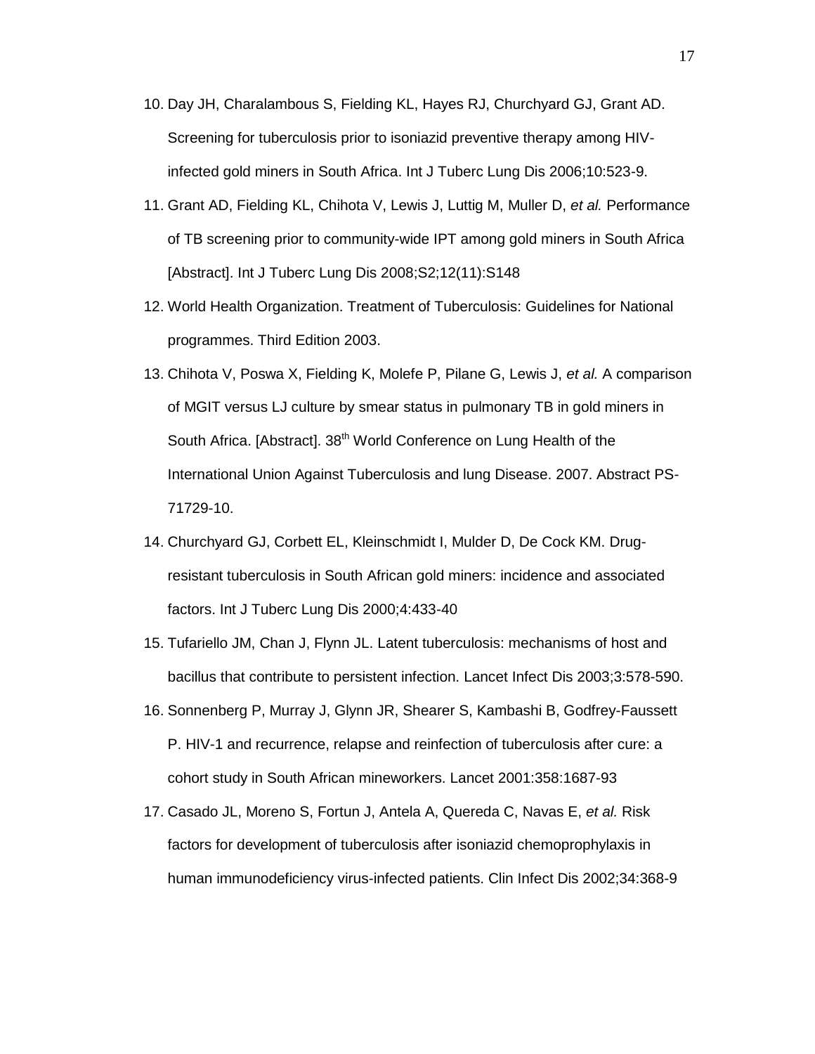10. Day JH, Charalambous S, Fielding KL, Hayes RJ, Churchyard GJ, Grant AD. Screening for tuberculosis prior to isoniazid preventive therapy among HIV-infected gold miners in South Africa. Int J Tuberc Lung Dis 2006;10:523-9.
11. Grant AD, Fielding KL, Chihota V, Lewis J, Luttig M, Muller D, *et al.* Performance of TB screening prior to community-wide IPT among gold miners in South Africa [Abstract]. Int J Tuberc Lung Dis 2008;S2;12(11):S148
12. World Health Organization. Treatment of Tuberculosis: Guidelines for National programmes. Third Edition 2003.
13. Chihota V, Poswa X, Fielding K, Molefe P, Pilane G, Lewis J, *et al.* A comparison of MGIT versus LJ culture by smear status in pulmonary TB in gold miners in South Africa. [Abstract]. 38th World Conference on Lung Health of the International Union Against Tuberculosis and lung Disease. 2007. Abstract PS-71729-10.
14. Churchyard GJ, Corbett EL, Kleinschmidt I, Mulder D, De Cock KM. Drug-resistant tuberculosis in South African gold miners: incidence and associated factors. Int J Tuberc Lung Dis 2000;4:433-40
15. Tufariello JM, Chan J, Flynn JL. Latent tuberculosis: mechanisms of host and bacillus that contribute to persistent infection. Lancet Infect Dis 2003;3:578-590.
16. Sonnenberg P, Murray J, Glynn JR, Shearer S, Kambashi B, Godfrey-Faussett P. HIV-1 and recurrence, relapse and reinfection of tuberculosis after cure: a cohort study in South African mineworkers. Lancet 2001:358:1687-93
17. Casado JL, Moreno S, Fortun J, Antela A, Quereda C, Navas E, *et al.* Risk factors for development of tuberculosis after isoniazid chemoprophylaxis in human immunodeficiency virus-infected patients. Clin Infect Dis 2002;34:368-9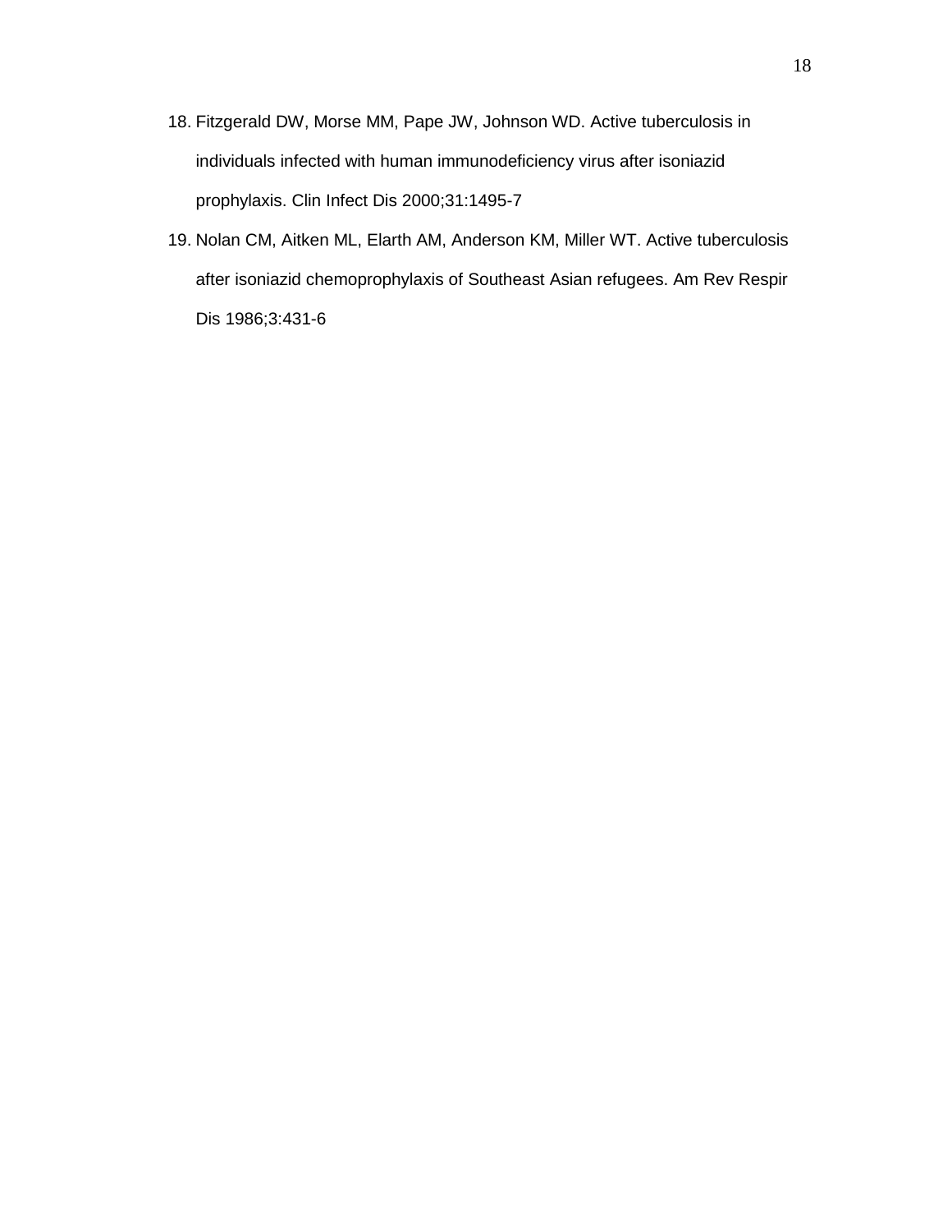18. Fitzgerald DW, Morse MM, Pape JW, Johnson WD. Active tuberculosis in individuals infected with human immunodeficiency virus after isoniazid prophylaxis. Clin Infect Dis 2000;31:1495-7
19. Nolan CM, Aitken ML, Elarth AM, Anderson KM, Miller WT. Active tuberculosis after isoniazid chemoprophylaxis of Southeast Asian refugees. Am Rev Respir Dis 1986;3:431-6